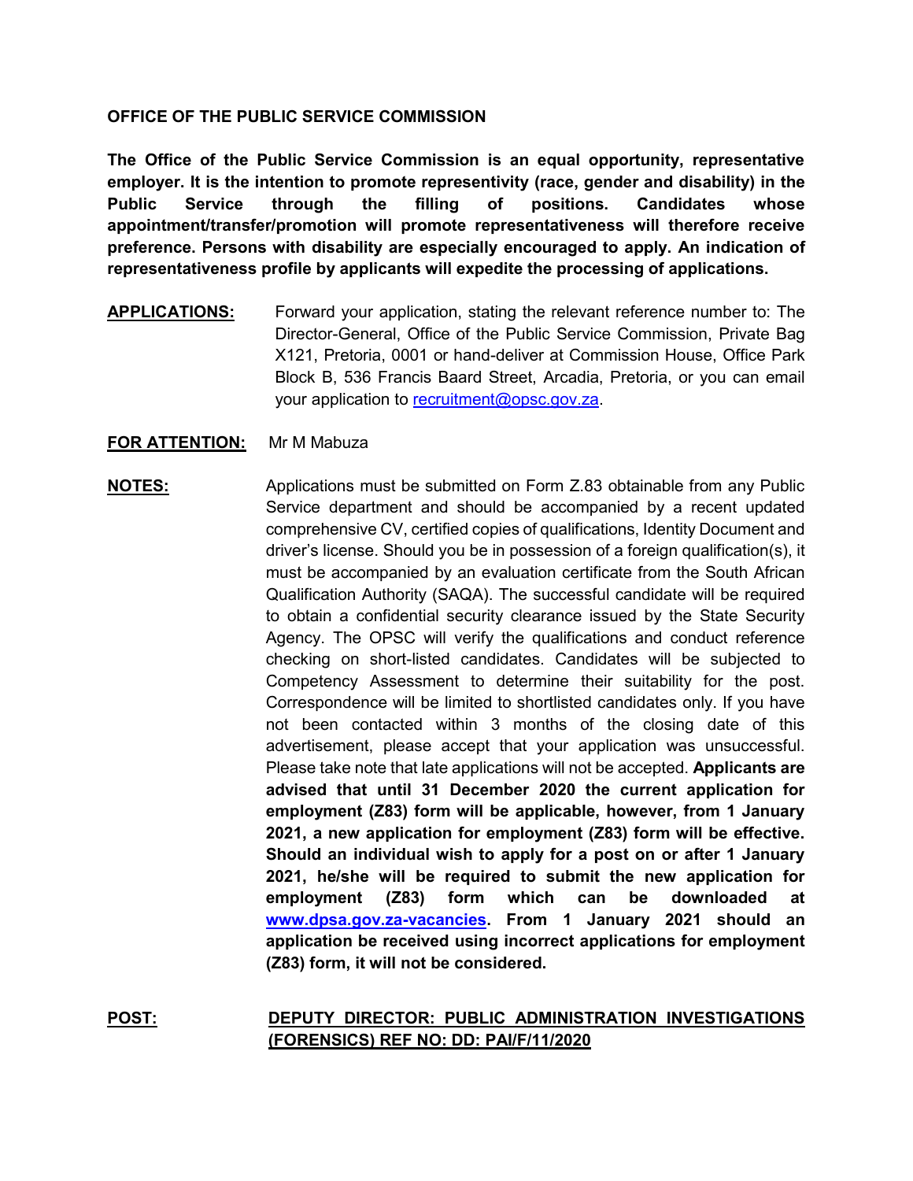## OFFICE OF THE PUBLIC SERVICE COMMISSION

**The Office of the Public Service Commission is an equal opportunity, representative employer. It is the intention to promote representivity (race, gender and disability) in the Public Service through the filling of positions. Candidates whose appointment/transfer/promotion will promote representativeness will therefore receive preference. Persons with disability are especially encouraged to apply. An indication of representativeness profile by applicants will expedite the processing of applications.**

**APPLICATIONS:** Forward your application, stating the relevant reference number to: The Director-General, Office of the Public Service Commission, Private Bag X121, Pretoria, 0001 or hand-deliver at Commission House, Office Park Block B, 536 Francis Baard Street, Arcadia, Pretoria, or you can email your application to recruitment@opsc.gov.za.

**FOR ATTENTION:** Mr M Mabuza

**NOTES:** Applications must be submitted on Form Z.83 obtainable from any Public Service department and should be accompanied by a recent updated comprehensive CV, certified copies of qualifications, Identity Document and driver's license. Should you be in possession of a foreign qualification(s), it must be accompanied by an evaluation certificate from the South African Qualification Authority (SAQA). The successful candidate will be required to obtain a confidential security clearance issued by the State Security Agency. The OPSC will verify the qualifications and conduct reference checking on short-listed candidates. Candidates will be subjected to Competency Assessment to determine their suitability for the post. Correspondence will be limited to shortlisted candidates only. If you have not been contacted within 3 months of the closing date of this advertisement, please accept that your application was unsuccessful. Please take note that late applications will not be accepted. **Applicants are advised that until 31 December 2020 the current application for employment (Z83) form will be applicable, however, from 1 January 2021, a new application for employment (Z83) form will be effective. Should an individual wish to apply for a post on or after 1 January 2021, he/she will be required to submit the new application for employment (Z83) form which can be downloaded at www.dpsa.gov.za-vacancies. From 1 January 2021 should an application be received using incorrect applications for employment (Z83) form, it will not be considered.**

**POST:** **DEPUTY DIRECTOR: PUBLIC ADMINISTRATION INVESTIGATIONS (FORENSICS) REF NO: DD: PAI/F/11/2020**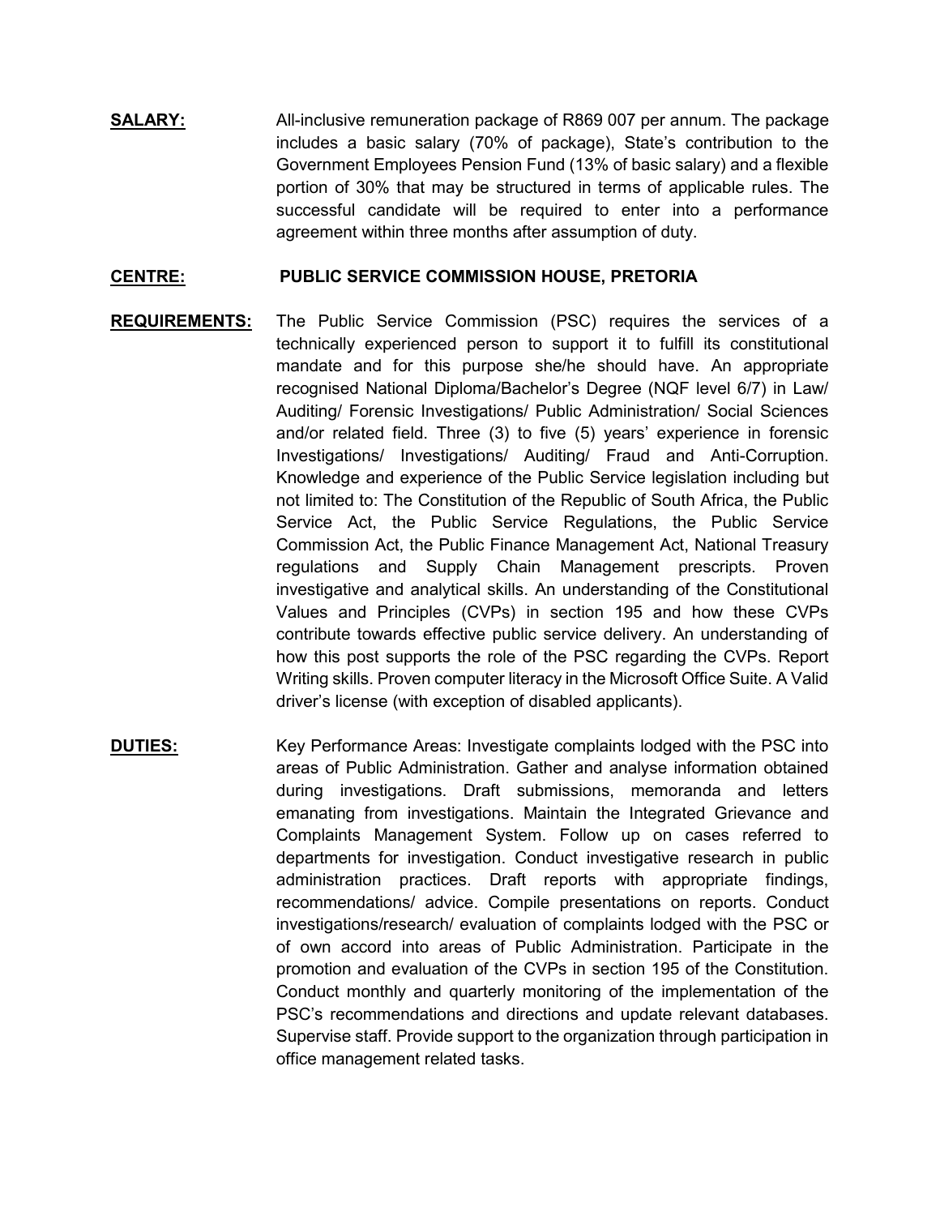**SALARY:** All-inclusive remuneration package of R869 007 per annum. The package includes a basic salary (70% of package), State's contribution to the Government Employees Pension Fund (13% of basic salary) and a flexible portion of 30% that may be structured in terms of applicable rules. The successful candidate will be required to enter into a performance agreement within three months after assumption of duty.

**CENTRE:** **PUBLIC SERVICE COMMISSION HOUSE, PRETORIA**

**REQUIREMENTS:** The Public Service Commission (PSC) requires the services of a technically experienced person to support it to fulfill its constitutional mandate and for this purpose she/he should have. An appropriate recognised National Diploma/Bachelor's Degree (NQF level 6/7) in Law/ Auditing/ Forensic Investigations/ Public Administration/ Social Sciences and/or related field. Three (3) to five (5) years' experience in forensic Investigations/ Investigations/ Auditing/ Fraud and Anti-Corruption. Knowledge and experience of the Public Service legislation including but not limited to: The Constitution of the Republic of South Africa, the Public Service Act, the Public Service Regulations, the Public Service Commission Act, the Public Finance Management Act, National Treasury regulations and Supply Chain Management prescripts. Proven investigative and analytical skills. An understanding of the Constitutional Values and Principles (CVPs) in section 195 and how these CVPs contribute towards effective public service delivery. An understanding of how this post supports the role of the PSC regarding the CVPs. Report Writing skills. Proven computer literacy in the Microsoft Office Suite. A Valid driver's license (with exception of disabled applicants).

**DUTIES:** Key Performance Areas: Investigate complaints lodged with the PSC into areas of Public Administration. Gather and analyse information obtained during investigations. Draft submissions, memoranda and letters emanating from investigations. Maintain the Integrated Grievance and Complaints Management System. Follow up on cases referred to departments for investigation. Conduct investigative research in public administration practices. Draft reports with appropriate findings, recommendations/ advice. Compile presentations on reports. Conduct investigations/research/ evaluation of complaints lodged with the PSC or of own accord into areas of Public Administration. Participate in the promotion and evaluation of the CVPs in section 195 of the Constitution. Conduct monthly and quarterly monitoring of the implementation of the PSC's recommendations and directions and update relevant databases. Supervise staff. Provide support to the organization through participation in office management related tasks.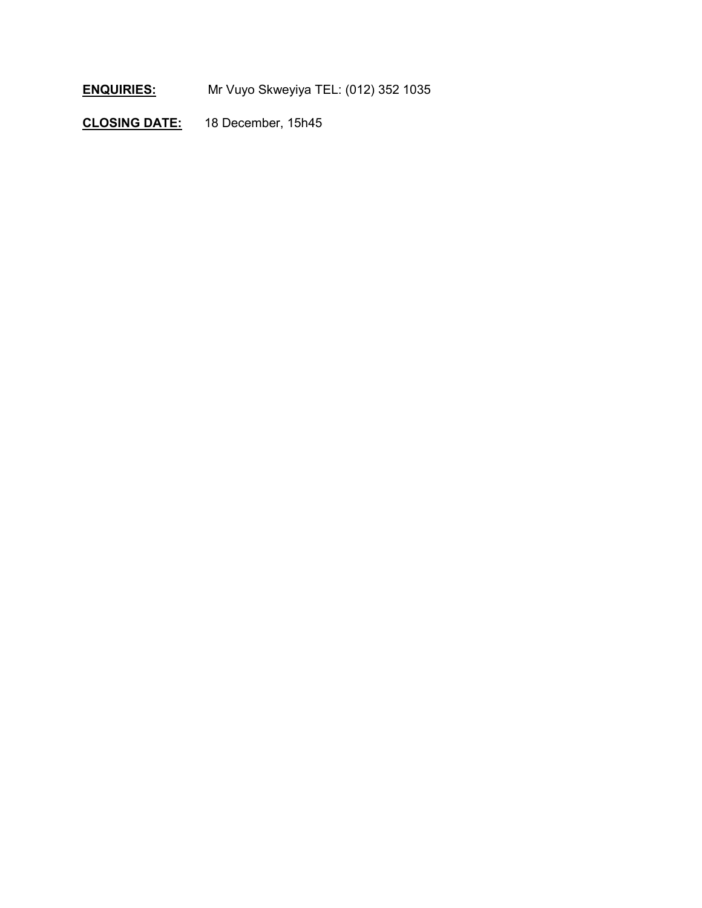**<u>ENQUIRIES:</u>** Mr Vuyo Skweyiya TEL: (012) 352 1035

**<u>CLOSING DATE:</u>** 18 December, 15h45